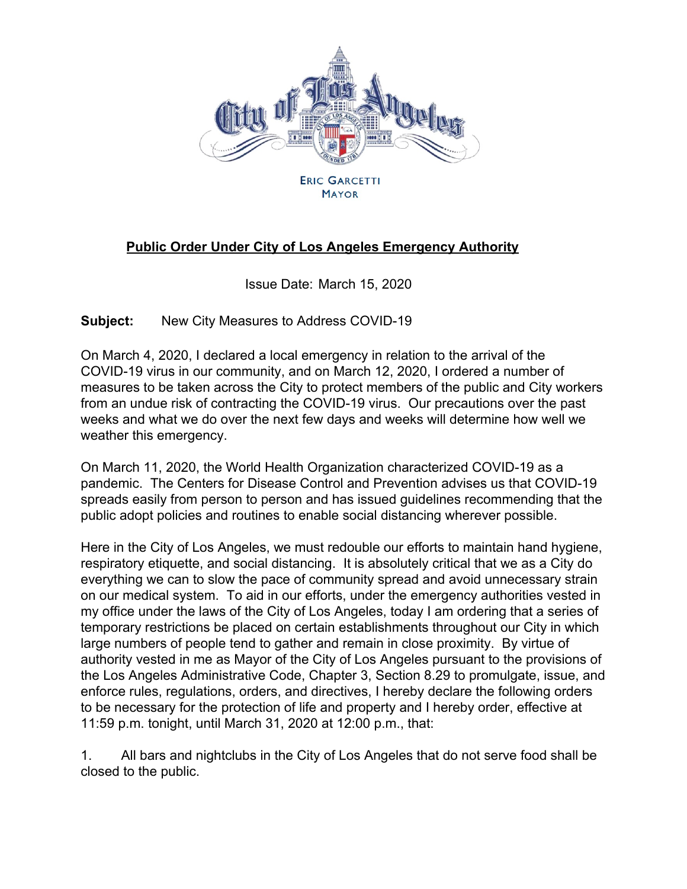ERIC GARCETTI
MAYOR

# Public Order Under City of Los Angeles Emergency Authority

Issue Date: March 15, 2020

**Subject:** New City Measures to Address COVID-19

On March 4, 2020, I declared a local emergency in relation to the arrival of the COVID-19 virus in our community, and on March 12, 2020, I ordered a number of measures to be taken across the City to protect members of the public and City workers from an undue risk of contracting the COVID-19 virus. Our precautions over the past weeks and what we do over the next few days and weeks will determine how well we weather this emergency.

On March 11, 2020, the World Health Organization characterized COVID-19 as a pandemic. The Centers for Disease Control and Prevention advises us that COVID-19 spreads easily from person to person and has issued guidelines recommending that the public adopt policies and routines to enable social distancing wherever possible.

Here in the City of Los Angeles, we must redouble our efforts to maintain hand hygiene, respiratory etiquette, and social distancing. It is absolutely critical that we as a City do everything we can to slow the pace of community spread and avoid unnecessary strain on our medical system. To aid in our efforts, under the emergency authorities vested in my office under the laws of the City of Los Angeles, today I am ordering that a series of temporary restrictions be placed on certain establishments throughout our City in which large numbers of people tend to gather and remain in close proximity. By virtue of authority vested in me as Mayor of the City of Los Angeles pursuant to the provisions of the Los Angeles Administrative Code, Chapter 3, Section 8.29 to promulgate, issue, and enforce rules, regulations, orders, and directives, I hereby declare the following orders to be necessary for the protection of life and property and I hereby order, effective at 11:59 p.m. tonight, until March 31, 2020 at 12:00 p.m., that:

1. All bars and nightclubs in the City of Los Angeles that do not serve food shall be closed to the public.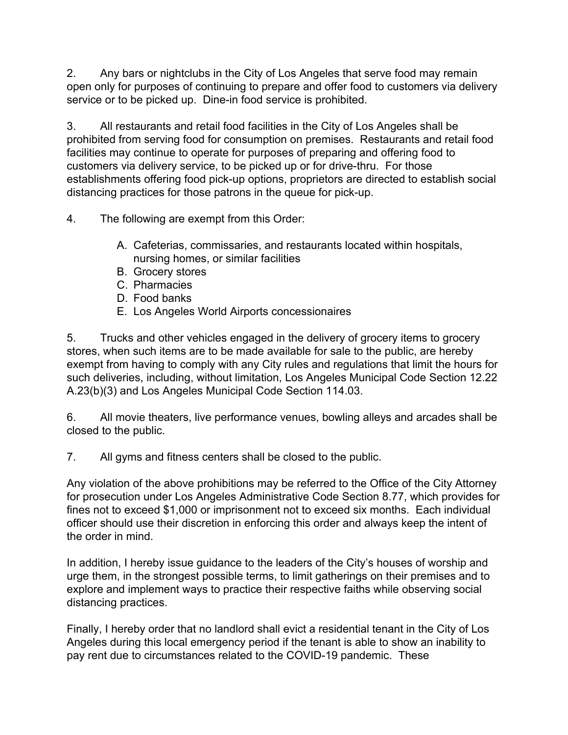2. Any bars or nightclubs in the City of Los Angeles that serve food may remain open only for purposes of continuing to prepare and offer food to customers via delivery service or to be picked up. Dine-in food service is prohibited.

3. All restaurants and retail food facilities in the City of Los Angeles shall be prohibited from serving food for consumption on premises. Restaurants and retail food facilities may continue to operate for purposes of preparing and offering food to customers via delivery service, to be picked up or for drive-thru. For those establishments offering food pick-up options, proprietors are directed to establish social distancing practices for those patrons in the queue for pick-up.

4. The following are exempt from this Order:

   A. Cafeterias, commissaries, and restaurants located within hospitals, nursing homes, or similar facilities
   B. Grocery stores
   C. Pharmacies
   D. Food banks
   E. Los Angeles World Airports concessionaires

5. Trucks and other vehicles engaged in the delivery of grocery items to grocery stores, when such items are to be made available for sale to the public, are hereby exempt from having to comply with any City rules and regulations that limit the hours for such deliveries, including, without limitation, Los Angeles Municipal Code Section 12.22 A.23(b)(3) and Los Angeles Municipal Code Section 114.03.

6. All movie theaters, live performance venues, bowling alleys and arcades shall be closed to the public.

7. All gyms and fitness centers shall be closed to the public.

Any violation of the above prohibitions may be referred to the Office of the City Attorney for prosecution under Los Angeles Administrative Code Section 8.77, which provides for fines not to exceed $1,000 or imprisonment not to exceed six months. Each individual officer should use their discretion in enforcing this order and always keep the intent of the order in mind.

In addition, I hereby issue guidance to the leaders of the City's houses of worship and urge them, in the strongest possible terms, to limit gatherings on their premises and to explore and implement ways to practice their respective faiths while observing social distancing practices.

Finally, I hereby order that no landlord shall evict a residential tenant in the City of Los Angeles during this local emergency period if the tenant is able to show an inability to pay rent due to circumstances related to the COVID-19 pandemic. These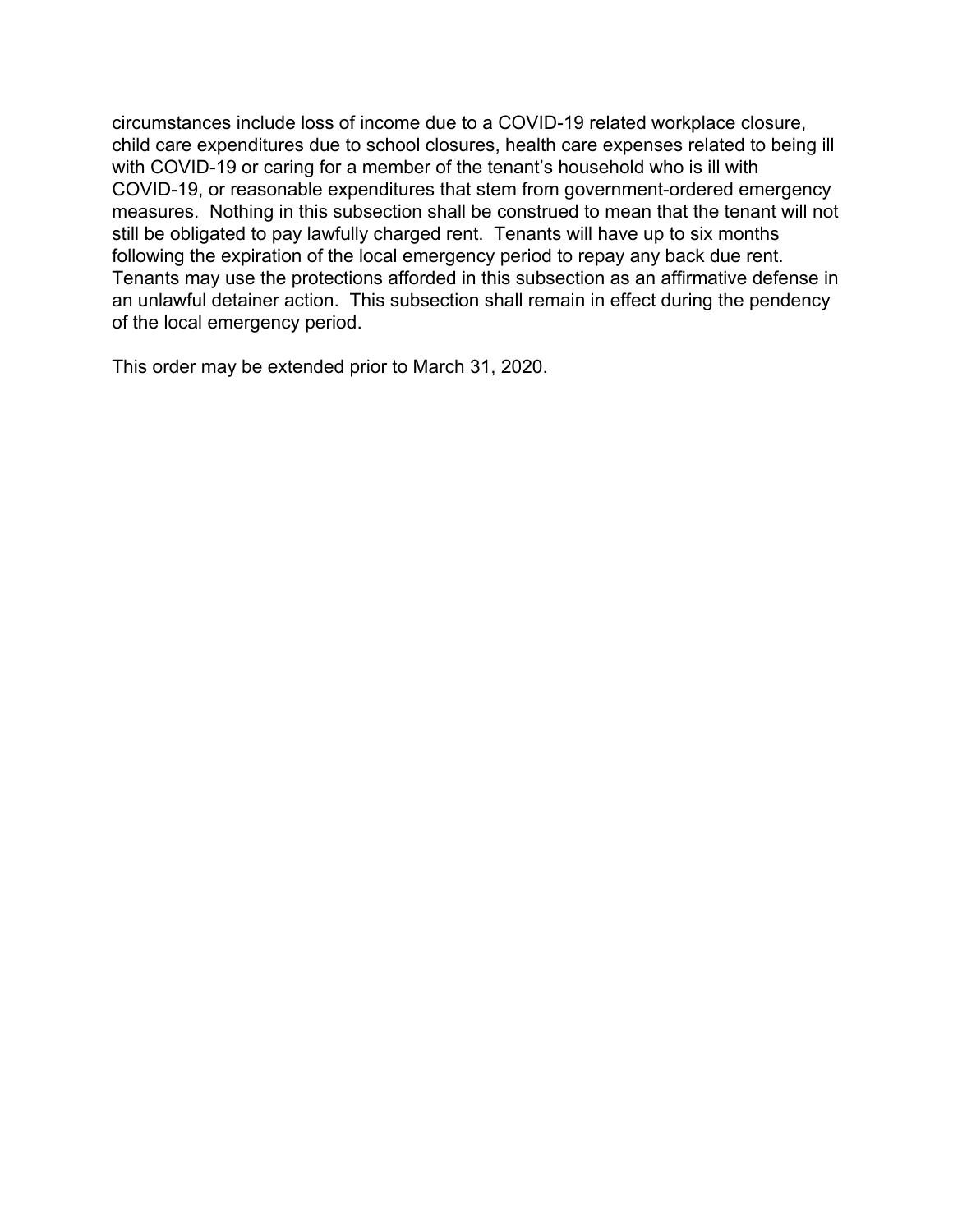circumstances include loss of income due to a COVID-19 related workplace closure, child care expenditures due to school closures, health care expenses related to being ill with COVID-19 or caring for a member of the tenant's household who is ill with COVID-19, or reasonable expenditures that stem from government-ordered emergency measures. Nothing in this subsection shall be construed to mean that the tenant will not still be obligated to pay lawfully charged rent. Tenants will have up to six months following the expiration of the local emergency period to repay any back due rent. Tenants may use the protections afforded in this subsection as an affirmative defense in an unlawful detainer action. This subsection shall remain in effect during the pendency of the local emergency period.

This order may be extended prior to March 31, 2020.